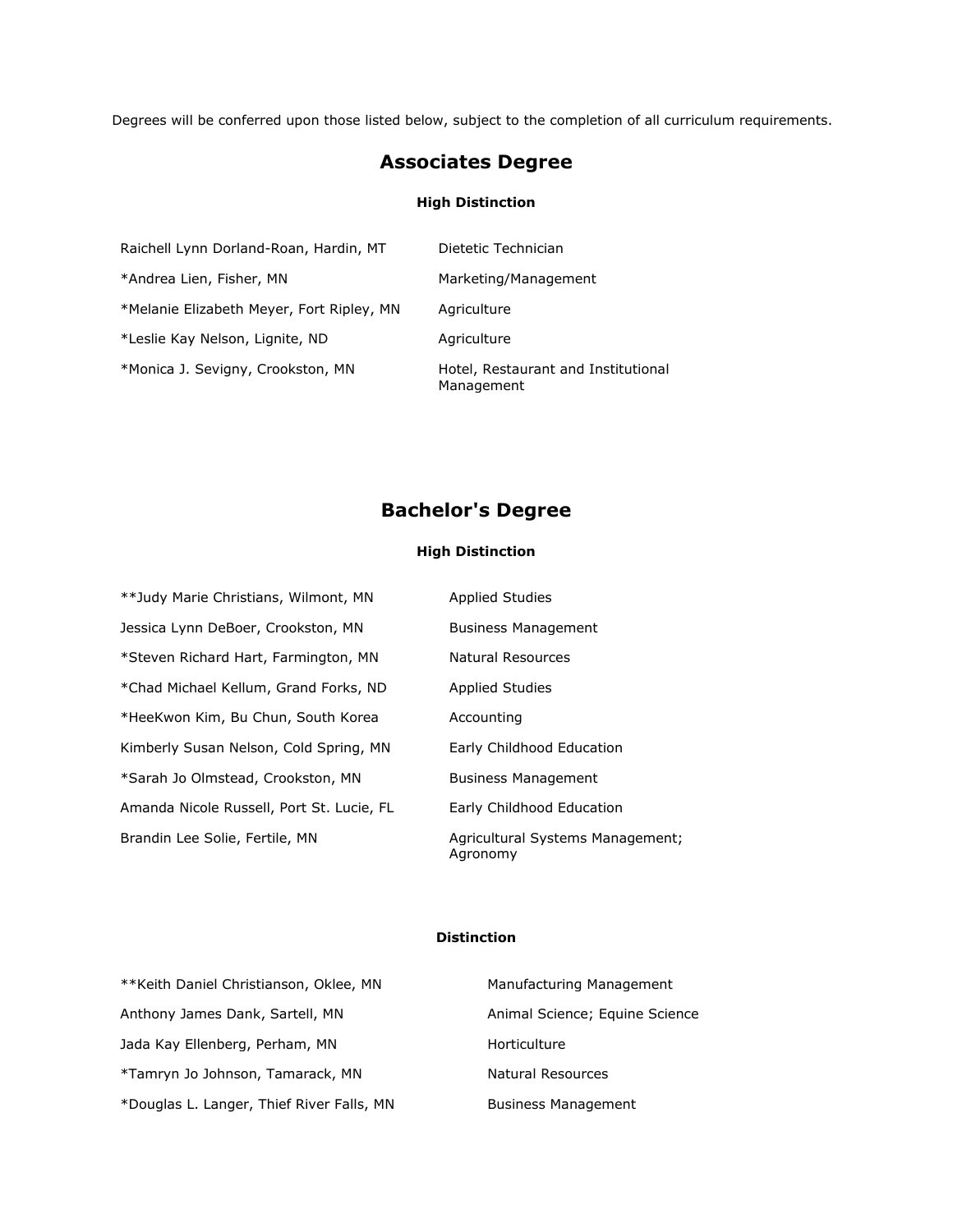Degrees will be conferred upon those listed below, subject to the completion of all curriculum requirements.

## Associates Degree

### High Distinction

| | |
|---|---|
| Raichell Lynn Dorland-Roan, Hardin, MT | Dietetic Technician |
| *Andrea Lien, Fisher, MN | Marketing/Management |
| *Melanie Elizabeth Meyer, Fort Ripley, MN | Agriculture |
| *Leslie Kay Nelson, Lignite, ND | Agriculture |
| *Monica J. Sevigny, Crookston, MN | Hotel, Restaurant and Institutional Management |

## Bachelor's Degree

### High Distinction

| | |
|---|---|
| **Judy Marie Christians, Wilmont, MN | Applied Studies |
| Jessica Lynn DeBoer, Crookston, MN | Business Management |
| *Steven Richard Hart, Farmington, MN | Natural Resources |
| *Chad Michael Kellum, Grand Forks, ND | Applied Studies |
| *HeeKwon Kim, Bu Chun, South Korea | Accounting |
| Kimberly Susan Nelson, Cold Spring, MN | Early Childhood Education |
| *Sarah Jo Olmstead, Crookston, MN | Business Management |
| Amanda Nicole Russell, Port St. Lucie, FL | Early Childhood Education |
| Brandin Lee Solie, Fertile, MN | Agricultural Systems Management; Agronomy |

### Distinction

| | |
|---|---|
| **Keith Daniel Christianson, Oklee, MN | Manufacturing Management |
| Anthony James Dank, Sartell, MN | Animal Science; Equine Science |
| Jada Kay Ellenberg, Perham, MN | Horticulture |
| *Tamryn Jo Johnson, Tamarack, MN | Natural Resources |
| *Douglas L. Langer, Thief River Falls, MN | Business Management |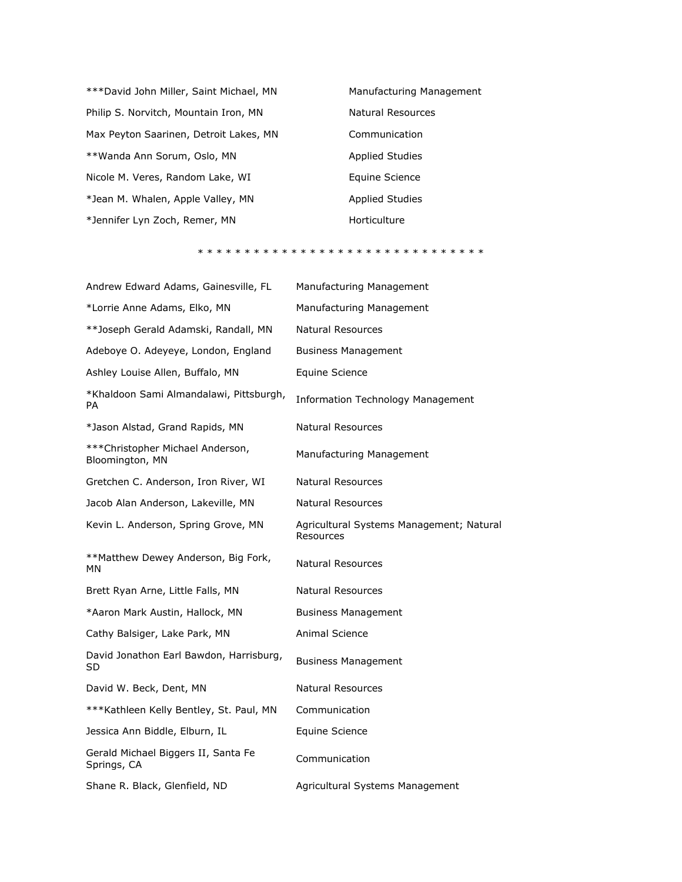| | |
|---|---|
| ***David John Miller, Saint Michael, MN | Manufacturing Management |
| Philip S. Norvitch, Mountain Iron, MN | Natural Resources |
| Max Peyton Saarinen, Detroit Lakes, MN | Communication |
| **Wanda Ann Sorum, Oslo, MN | Applied Studies |
| Nicole M. Veres, Random Lake, WI | Equine Science |
| *Jean M. Whalen, Apple Valley, MN | Applied Studies |
| *Jennifer Lyn Zoch, Remer, MN | Horticulture |

* * * * * * * * * * * * * * * * * * * * * * * * * * * * * * * *

| | |
|---|---|
| Andrew Edward Adams, Gainesville, FL | Manufacturing Management |
| *Lorrie Anne Adams, Elko, MN | Manufacturing Management |
| **Joseph Gerald Adamski, Randall, MN | Natural Resources |
| Adeboye O. Adeyeye, London, England | Business Management |
| Ashley Louise Allen, Buffalo, MN | Equine Science |
| *Khaldoon Sami Almandalawi, Pittsburgh, PA | Information Technology Management |
| *Jason Alstad, Grand Rapids, MN | Natural Resources |
| ***Christopher Michael Anderson, Bloomington, MN | Manufacturing Management |
| Gretchen C. Anderson, Iron River, WI | Natural Resources |
| Jacob Alan Anderson, Lakeville, MN | Natural Resources |
| Kevin L. Anderson, Spring Grove, MN | Agricultural Systems Management; Natural Resources |
| **Matthew Dewey Anderson, Big Fork, MN | Natural Resources |
| Brett Ryan Arne, Little Falls, MN | Natural Resources |
| *Aaron Mark Austin, Hallock, MN | Business Management |
| Cathy Balsiger, Lake Park, MN | Animal Science |
| David Jonathon Earl Bawdon, Harrisburg, SD | Business Management |
| David W. Beck, Dent, MN | Natural Resources |
| ***Kathleen Kelly Bentley, St. Paul, MN | Communication |
| Jessica Ann Biddle, Elburn, IL | Equine Science |
| Gerald Michael Biggers II, Santa Fe Springs, CA | Communication |
| Shane R. Black, Glenfield, ND | Agricultural Systems Management |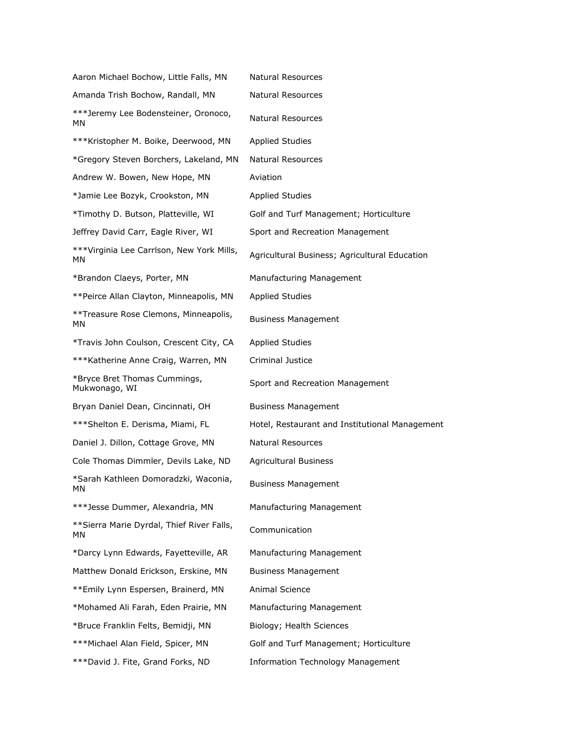| | |
|---|---|
| Aaron Michael Bochow, Little Falls, MN | Natural Resources |
| Amanda Trish Bochow, Randall, MN | Natural Resources |
| ***Jeremy Lee Bodensteiner, Oronoco, MN | Natural Resources |
| ***Kristopher M. Boike, Deerwood, MN | Applied Studies |
| *Gregory Steven Borchers, Lakeland, MN | Natural Resources |
| Andrew W. Bowen, New Hope, MN | Aviation |
| *Jamie Lee Bozyk, Crookston, MN | Applied Studies |
| *Timothy D. Butson, Platteville, WI | Golf and Turf Management; Horticulture |
| Jeffrey David Carr, Eagle River, WI | Sport and Recreation Management |
| ***Virginia Lee Carrlson, New York Mills, MN | Agricultural Business; Agricultural Education |
| *Brandon Claeys, Porter, MN | Manufacturing Management |
| **Peirce Allan Clayton, Minneapolis, MN | Applied Studies |
| **Treasure Rose Clemons, Minneapolis, MN | Business Management |
| *Travis John Coulson, Crescent City, CA | Applied Studies |
| ***Katherine Anne Craig, Warren, MN | Criminal Justice |
| *Bryce Bret Thomas Cummings, Mukwonago, WI | Sport and Recreation Management |
| Bryan Daniel Dean, Cincinnati, OH | Business Management |
| ***Shelton E. Derisma, Miami, FL | Hotel, Restaurant and Institutional Management |
| Daniel J. Dillon, Cottage Grove, MN | Natural Resources |
| Cole Thomas Dimmler, Devils Lake, ND | Agricultural Business |
| *Sarah Kathleen Domoradzki, Waconia, MN | Business Management |
| ***Jesse Dummer, Alexandria, MN | Manufacturing Management |
| **Sierra Marie Dyrdal, Thief River Falls, MN | Communication |
| *Darcy Lynn Edwards, Fayetteville, AR | Manufacturing Management |
| Matthew Donald Erickson, Erskine, MN | Business Management |
| **Emily Lynn Espersen, Brainerd, MN | Animal Science |
| *Mohamed Ali Farah, Eden Prairie, MN | Manufacturing Management |
| *Bruce Franklin Felts, Bemidji, MN | Biology; Health Sciences |
| ***Michael Alan Field, Spicer, MN | Golf and Turf Management; Horticulture |
| ***David J. Fite, Grand Forks, ND | Information Technology Management |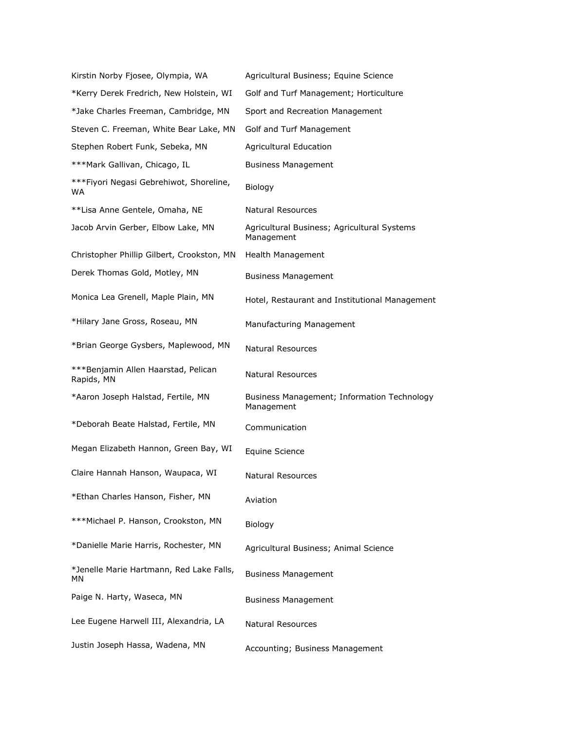| | |
|---|---|
| Kirstin Norby Fjosee, Olympia, WA | Agricultural Business; Equine Science |
| *Kerry Derek Fredrich, New Holstein, WI | Golf and Turf Management; Horticulture |
| *Jake Charles Freeman, Cambridge, MN | Sport and Recreation Management |
| Steven C. Freeman, White Bear Lake, MN | Golf and Turf Management |
| Stephen Robert Funk, Sebeka, MN | Agricultural Education |
| ***Mark Gallivan, Chicago, IL | Business Management |
| ***Fiyori Negasi Gebrehiwot, Shoreline, WA | Biology |
| **Lisa Anne Gentele, Omaha, NE | Natural Resources |
| Jacob Arvin Gerber, Elbow Lake, MN | Agricultural Business; Agricultural Systems Management |
| Christopher Phillip Gilbert, Crookston, MN | Health Management |
| Derek Thomas Gold, Motley, MN | Business Management |
| Monica Lea Grenell, Maple Plain, MN | Hotel, Restaurant and Institutional Management |
| *Hilary Jane Gross, Roseau, MN | Manufacturing Management |
| *Brian George Gysbers, Maplewood, MN | Natural Resources |
| ***Benjamin Allen Haarstad, Pelican Rapids, MN | Natural Resources |
| *Aaron Joseph Halstad, Fertile, MN | Business Management; Information Technology Management |
| *Deborah Beate Halstad, Fertile, MN | Communication |
| Megan Elizabeth Hannon, Green Bay, WI | Equine Science |
| Claire Hannah Hanson, Waupaca, WI | Natural Resources |
| *Ethan Charles Hanson, Fisher, MN | Aviation |
| ***Michael P. Hanson, Crookston, MN | Biology |
| *Danielle Marie Harris, Rochester, MN | Agricultural Business; Animal Science |
| *Jenelle Marie Hartmann, Red Lake Falls, MN | Business Management |
| Paige N. Harty, Waseca, MN | Business Management |
| Lee Eugene Harwell III, Alexandria, LA | Natural Resources |
| Justin Joseph Hassa, Wadena, MN | Accounting; Business Management |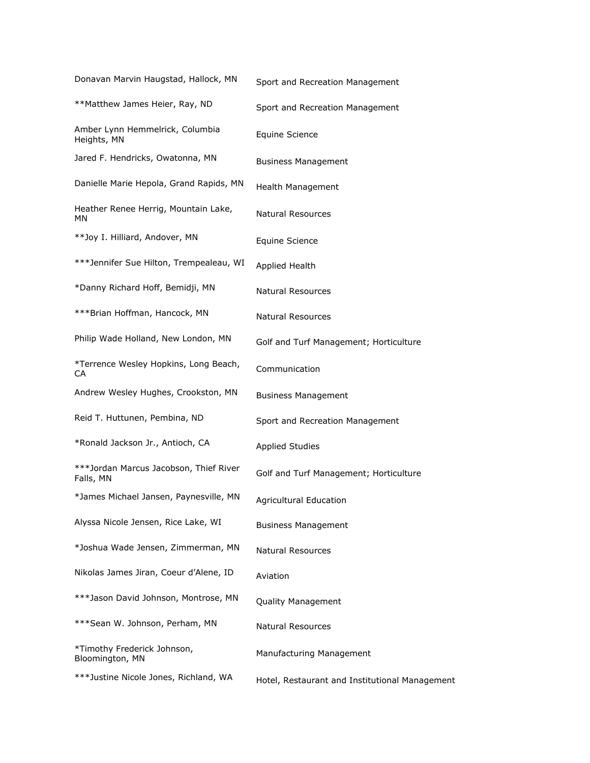| | |
|---|---|
| Donavan Marvin Haugstad, Hallock, MN | Sport and Recreation Management |
| **Matthew James Heier, Ray, ND | Sport and Recreation Management |
| Amber Lynn Hemmelrick, Columbia Heights, MN | Equine Science |
| Jared F. Hendricks, Owatonna, MN | Business Management |
| Danielle Marie Hepola, Grand Rapids, MN | Health Management |
| Heather Renee Herrig, Mountain Lake, MN | Natural Resources |
| **Joy I. Hilliard, Andover, MN | Equine Science |
| ***Jennifer Sue Hilton, Trempealeau, WI | Applied Health |
| *Danny Richard Hoff, Bemidji, MN | Natural Resources |
| ***Brian Hoffman, Hancock, MN | Natural Resources |
| Philip Wade Holland, New London, MN | Golf and Turf Management; Horticulture |
| *Terrence Wesley Hopkins, Long Beach, CA | Communication |
| Andrew Wesley Hughes, Crookston, MN | Business Management |
| Reid T. Huttunen, Pembina, ND | Sport and Recreation Management |
| *Ronald Jackson Jr., Antioch, CA | Applied Studies |
| ***Jordan Marcus Jacobson, Thief River Falls, MN | Golf and Turf Management; Horticulture |
| *James Michael Jansen, Paynesville, MN | Agricultural Education |
| Alyssa Nicole Jensen, Rice Lake, WI | Business Management |
| *Joshua Wade Jensen, Zimmerman, MN | Natural Resources |
| Nikolas James Jiran, Coeur d'Alene, ID | Aviation |
| ***Jason David Johnson, Montrose, MN | Quality Management |
| ***Sean W. Johnson, Perham, MN | Natural Resources |
| *Timothy Frederick Johnson, Bloomington, MN | Manufacturing Management |
| ***Justine Nicole Jones, Richland, WA | Hotel, Restaurant and Institutional Management |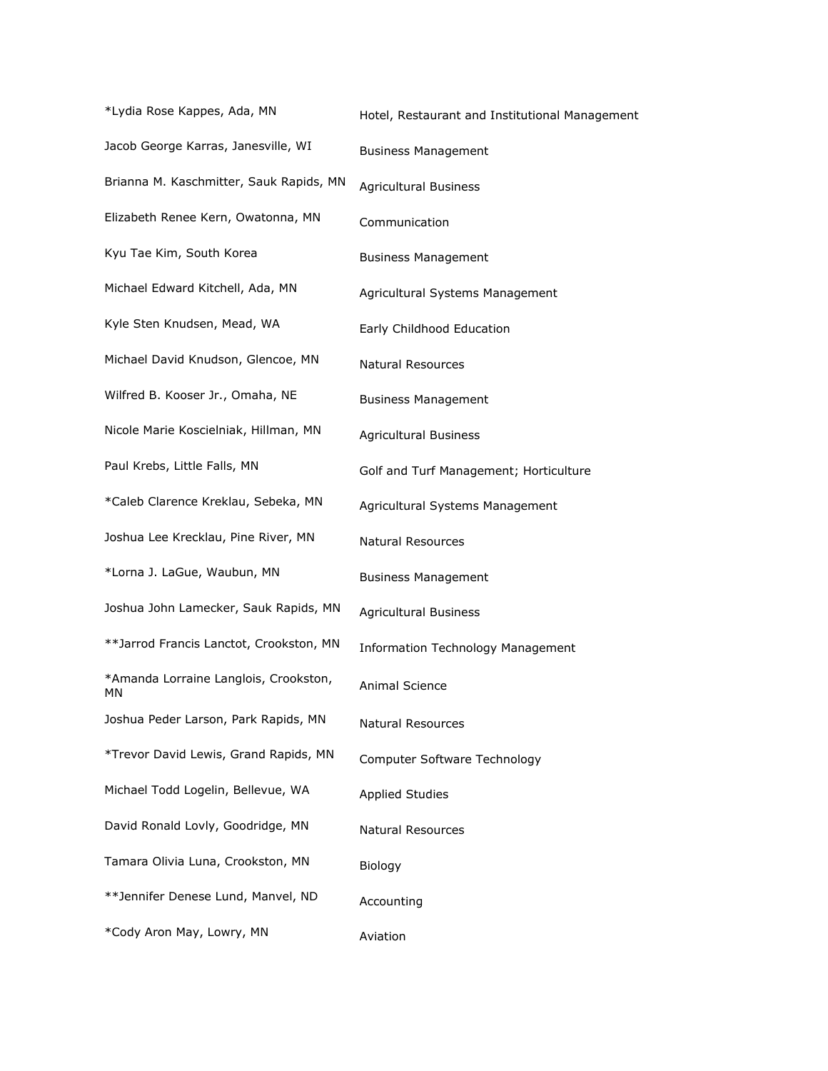| | |
|---|---|
| *Lydia Rose Kappes, Ada, MN | Hotel, Restaurant and Institutional Management |
| Jacob George Karras, Janesville, WI | Business Management |
| Brianna M. Kaschmitter, Sauk Rapids, MN | Agricultural Business |
| Elizabeth Renee Kern, Owatonna, MN | Communication |
| Kyu Tae Kim, South Korea | Business Management |
| Michael Edward Kitchell, Ada, MN | Agricultural Systems Management |
| Kyle Sten Knudsen, Mead, WA | Early Childhood Education |
| Michael David Knudson, Glencoe, MN | Natural Resources |
| Wilfred B. Kooser Jr., Omaha, NE | Business Management |
| Nicole Marie Koscielniak, Hillman, MN | Agricultural Business |
| Paul Krebs, Little Falls, MN | Golf and Turf Management; Horticulture |
| *Caleb Clarence Kreklau, Sebeka, MN | Agricultural Systems Management |
| Joshua Lee Krecklau, Pine River, MN | Natural Resources |
| *Lorna J. LaGue, Waubun, MN | Business Management |
| Joshua John Lamecker, Sauk Rapids, MN | Agricultural Business |
| **Jarrod Francis Lanctot, Crookston, MN | Information Technology Management |
| *Amanda Lorraine Langlois, Crookston, MN | Animal Science |
| Joshua Peder Larson, Park Rapids, MN | Natural Resources |
| *Trevor David Lewis, Grand Rapids, MN | Computer Software Technology |
| Michael Todd Logelin, Bellevue, WA | Applied Studies |
| David Ronald Lovly, Goodridge, MN | Natural Resources |
| Tamara Olivia Luna, Crookston, MN | Biology |
| **Jennifer Denese Lund, Manvel, ND | Accounting |
| *Cody Aron May, Lowry, MN | Aviation |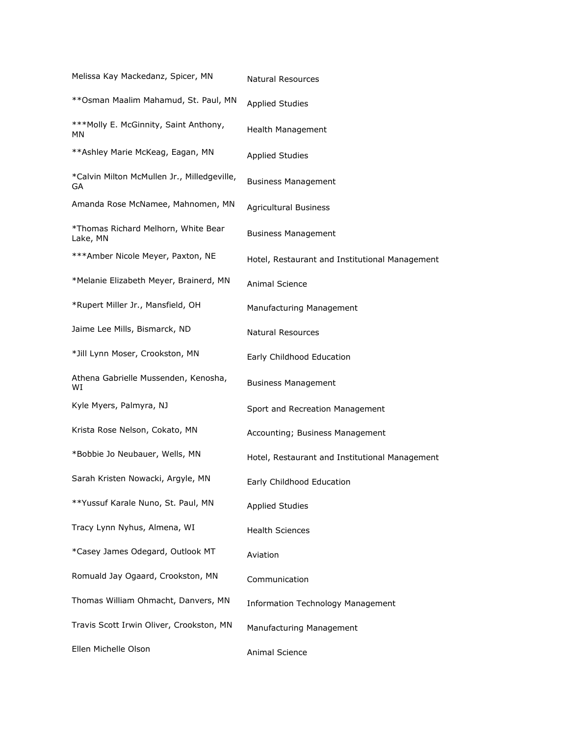| | |
|---|---|
| Melissa Kay Mackedanz, Spicer, MN | Natural Resources |
| **Osman Maalim Mahamud, St. Paul, MN | Applied Studies |
| ***Molly E. McGinnity, Saint Anthony, MN | Health Management |
| **Ashley Marie McKeag, Eagan, MN | Applied Studies |
| *Calvin Milton McMullen Jr., Milledgeville, GA | Business Management |
| Amanda Rose McNamee, Mahnomen, MN | Agricultural Business |
| *Thomas Richard Melhorn, White Bear Lake, MN | Business Management |
| ***Amber Nicole Meyer, Paxton, NE | Hotel, Restaurant and Institutional Management |
| *Melanie Elizabeth Meyer, Brainerd, MN | Animal Science |
| *Rupert Miller Jr., Mansfield, OH | Manufacturing Management |
| Jaime Lee Mills, Bismarck, ND | Natural Resources |
| *Jill Lynn Moser, Crookston, MN | Early Childhood Education |
| Athena Gabrielle Mussenden, Kenosha, WI | Business Management |
| Kyle Myers, Palmyra, NJ | Sport and Recreation Management |
| Krista Rose Nelson, Cokato, MN | Accounting; Business Management |
| *Bobbie Jo Neubauer, Wells, MN | Hotel, Restaurant and Institutional Management |
| Sarah Kristen Nowacki, Argyle, MN | Early Childhood Education |
| **Yussuf Karale Nuno, St. Paul, MN | Applied Studies |
| Tracy Lynn Nyhus, Almena, WI | Health Sciences |
| *Casey James Odegard, Outlook MT | Aviation |
| Romuald Jay Ogaard, Crookston, MN | Communication |
| Thomas William Ohmacht, Danvers, MN | Information Technology Management |
| Travis Scott Irwin Oliver, Crookston, MN | Manufacturing Management |
| Ellen Michelle Olson | Animal Science |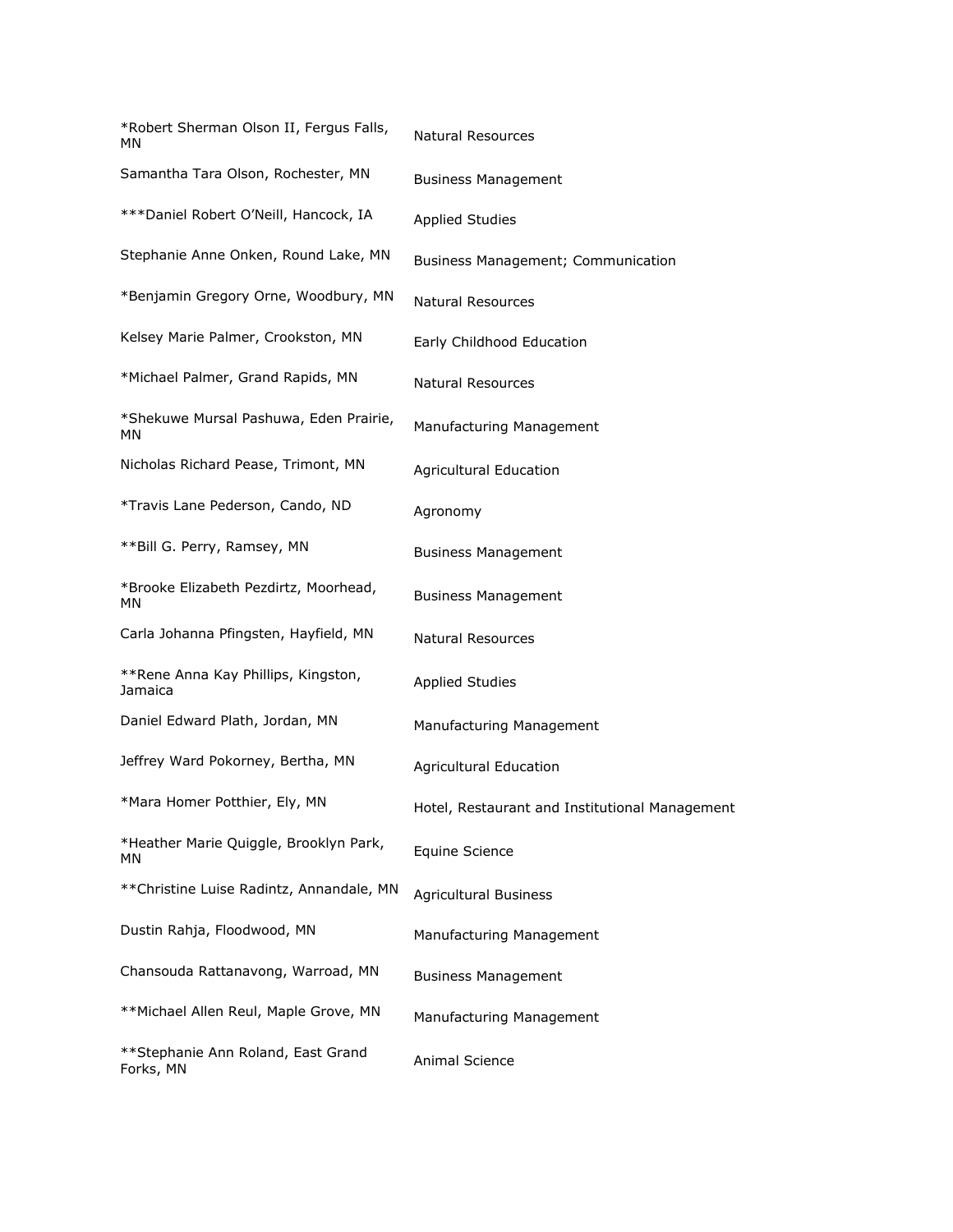| | |
|---|---|
| *Robert Sherman Olson II, Fergus Falls, MN | Natural Resources |
| Samantha Tara Olson, Rochester, MN | Business Management |
| ***Daniel Robert O’Neill, Hancock, IA | Applied Studies |
| Stephanie Anne Onken, Round Lake, MN | Business Management; Communication |
| *Benjamin Gregory Orne, Woodbury, MN | Natural Resources |
| Kelsey Marie Palmer, Crookston, MN | Early Childhood Education |
| *Michael Palmer, Grand Rapids, MN | Natural Resources |
| *Shekuwe Mursal Pashuwa, Eden Prairie, MN | Manufacturing Management |
| Nicholas Richard Pease, Trimont, MN | Agricultural Education |
| *Travis Lane Pederson, Cando, ND | Agronomy |
| **Bill G. Perry, Ramsey, MN | Business Management |
| *Brooke Elizabeth Pezdirtz, Moorhead, MN | Business Management |
| Carla Johanna Pfingsten, Hayfield, MN | Natural Resources |
| **Rene Anna Kay Phillips, Kingston, Jamaica | Applied Studies |
| Daniel Edward Plath, Jordan, MN | Manufacturing Management |
| Jeffrey Ward Pokorney, Bertha, MN | Agricultural Education |
| *Mara Homer Potthier, Ely, MN | Hotel, Restaurant and Institutional Management |
| *Heather Marie Quiggle, Brooklyn Park, MN | Equine Science |
| **Christine Luise Radintz, Annandale, MN | Agricultural Business |
| Dustin Rahja, Floodwood, MN | Manufacturing Management |
| Chansouda Rattanavong, Warroad, MN | Business Management |
| **Michael Allen Reul, Maple Grove, MN | Manufacturing Management |
| **Stephanie Ann Roland, East Grand Forks, MN | Animal Science |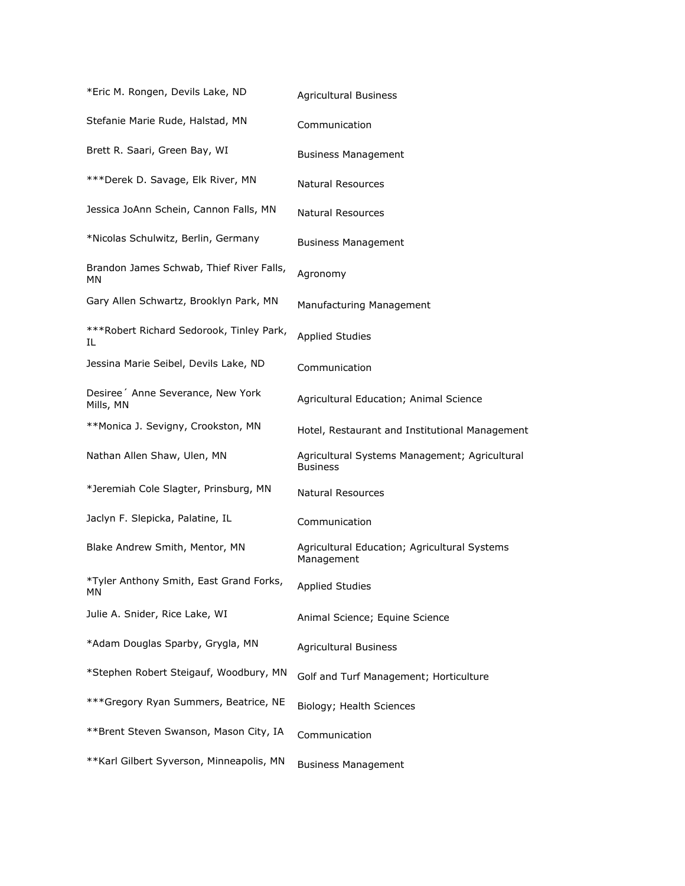| | |
|---|---|
| *Eric M. Rongen, Devils Lake, ND | Agricultural Business |
| Stefanie Marie Rude, Halstad, MN | Communication |
| Brett R. Saari, Green Bay, WI | Business Management |
| ***Derek D. Savage, Elk River, MN | Natural Resources |
| Jessica JoAnn Schein, Cannon Falls, MN | Natural Resources |
| *Nicolas Schulwitz, Berlin, Germany | Business Management |
| Brandon James Schwab, Thief River Falls, MN | Agronomy |
| Gary Allen Schwartz, Brooklyn Park, MN | Manufacturing Management |
| ***Robert Richard Sedorook, Tinley Park, IL | Applied Studies |
| Jessina Marie Seibel, Devils Lake, ND | Communication |
| Desiree´ Anne Severance, New York Mills, MN | Agricultural Education; Animal Science |
| **Monica J. Sevigny, Crookston, MN | Hotel, Restaurant and Institutional Management |
| Nathan Allen Shaw, Ulen, MN | Agricultural Systems Management; Agricultural Business |
| *Jeremiah Cole Slagter, Prinsburg, MN | Natural Resources |
| Jaclyn F. Slepicka, Palatine, IL | Communication |
| Blake Andrew Smith, Mentor, MN | Agricultural Education; Agricultural Systems Management |
| *Tyler Anthony Smith, East Grand Forks, MN | Applied Studies |
| Julie A. Snider, Rice Lake, WI | Animal Science; Equine Science |
| *Adam Douglas Sparby, Grygla, MN | Agricultural Business |
| *Stephen Robert Steigauf, Woodbury, MN | Golf and Turf Management; Horticulture |
| ***Gregory Ryan Summers, Beatrice, NE | Biology; Health Sciences |
| **Brent Steven Swanson, Mason City, IA | Communication |
| **Karl Gilbert Syverson, Minneapolis, MN | Business Management |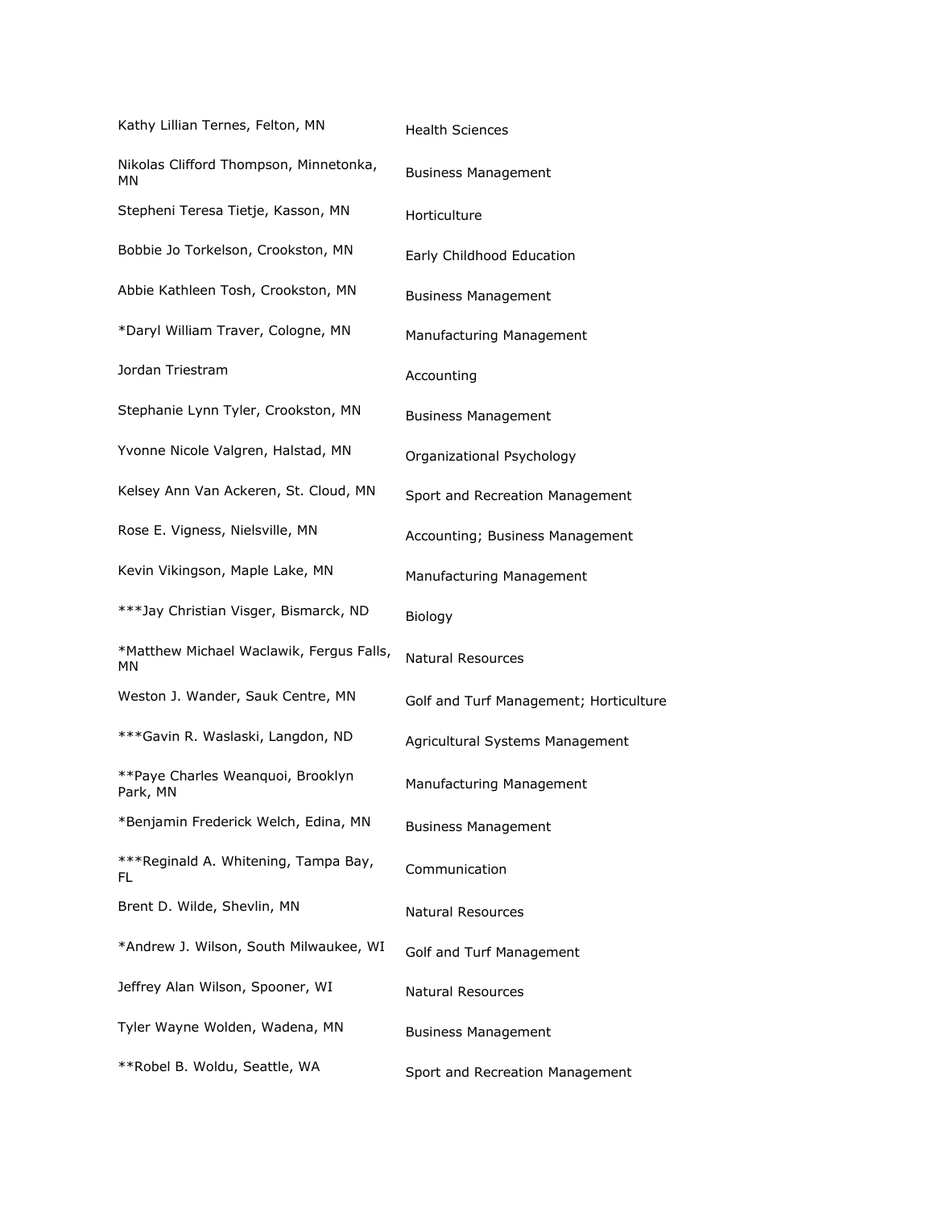| | |
|---|---|
| Kathy Lillian Ternes, Felton, MN | Health Sciences |
| Nikolas Clifford Thompson, Minnetonka, MN | Business Management |
| Stepheni Teresa Tietje, Kasson, MN | Horticulture |
| Bobbie Jo Torkelson, Crookston, MN | Early Childhood Education |
| Abbie Kathleen Tosh, Crookston, MN | Business Management |
| *Daryl William Traver, Cologne, MN | Manufacturing Management |
| Jordan Triestram | Accounting |
| Stephanie Lynn Tyler, Crookston, MN | Business Management |
| Yvonne Nicole Valgren, Halstad, MN | Organizational Psychology |
| Kelsey Ann Van Ackeren, St. Cloud, MN | Sport and Recreation Management |
| Rose E. Vigness, Nielsville, MN | Accounting; Business Management |
| Kevin Vikingson, Maple Lake, MN | Manufacturing Management |
| ***Jay Christian Visger, Bismarck, ND | Biology |
| *Matthew Michael Waclawik, Fergus Falls, MN | Natural Resources |
| Weston J. Wander, Sauk Centre, MN | Golf and Turf Management; Horticulture |
| ***Gavin R. Waslaski, Langdon, ND | Agricultural Systems Management |
| **Paye Charles Weanquoi, Brooklyn Park, MN | Manufacturing Management |
| *Benjamin Frederick Welch, Edina, MN | Business Management |
| ***Reginald A. Whitening, Tampa Bay, FL | Communication |
| Brent D. Wilde, Shevlin, MN | Natural Resources |
| *Andrew J. Wilson, South Milwaukee, WI | Golf and Turf Management |
| Jeffrey Alan Wilson, Spooner, WI | Natural Resources |
| Tyler Wayne Wolden, Wadena, MN | Business Management |
| **Robel B. Woldu, Seattle, WA | Sport and Recreation Management |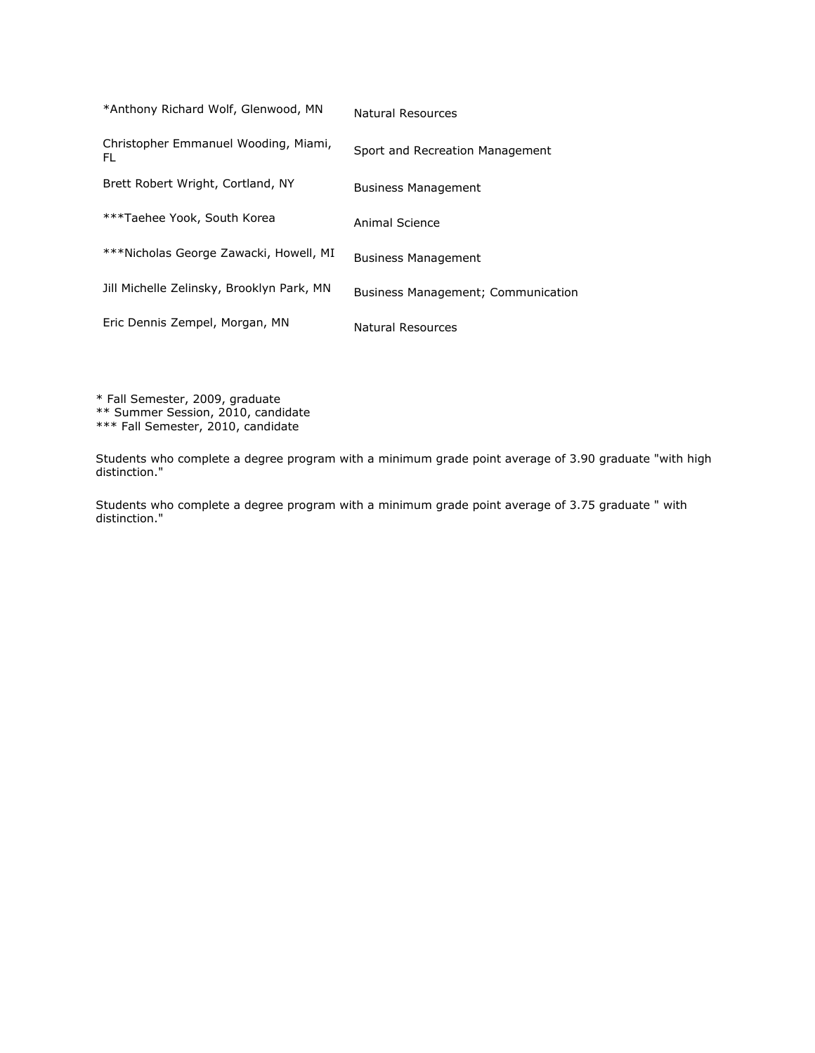| | |
|---|---|
| *Anthony Richard Wolf, Glenwood, MN | Natural Resources |
| Christopher Emmanuel Wooding, Miami, FL | Sport and Recreation Management |
| Brett Robert Wright, Cortland, NY | Business Management |
| ***Taehee Yook, South Korea | Animal Science |
| ***Nicholas George Zawacki, Howell, MI | Business Management |
| Jill Michelle Zelinsky, Brooklyn Park, MN | Business Management; Communication |
| Eric Dennis Zempel, Morgan, MN | Natural Resources |

\* Fall Semester, 2009, graduate
** Summer Session, 2010, candidate
*** Fall Semester, 2010, candidate

Students who complete a degree program with a minimum grade point average of 3.90 graduate "with high distinction."

Students who complete a degree program with a minimum grade point average of 3.75 graduate " with distinction."